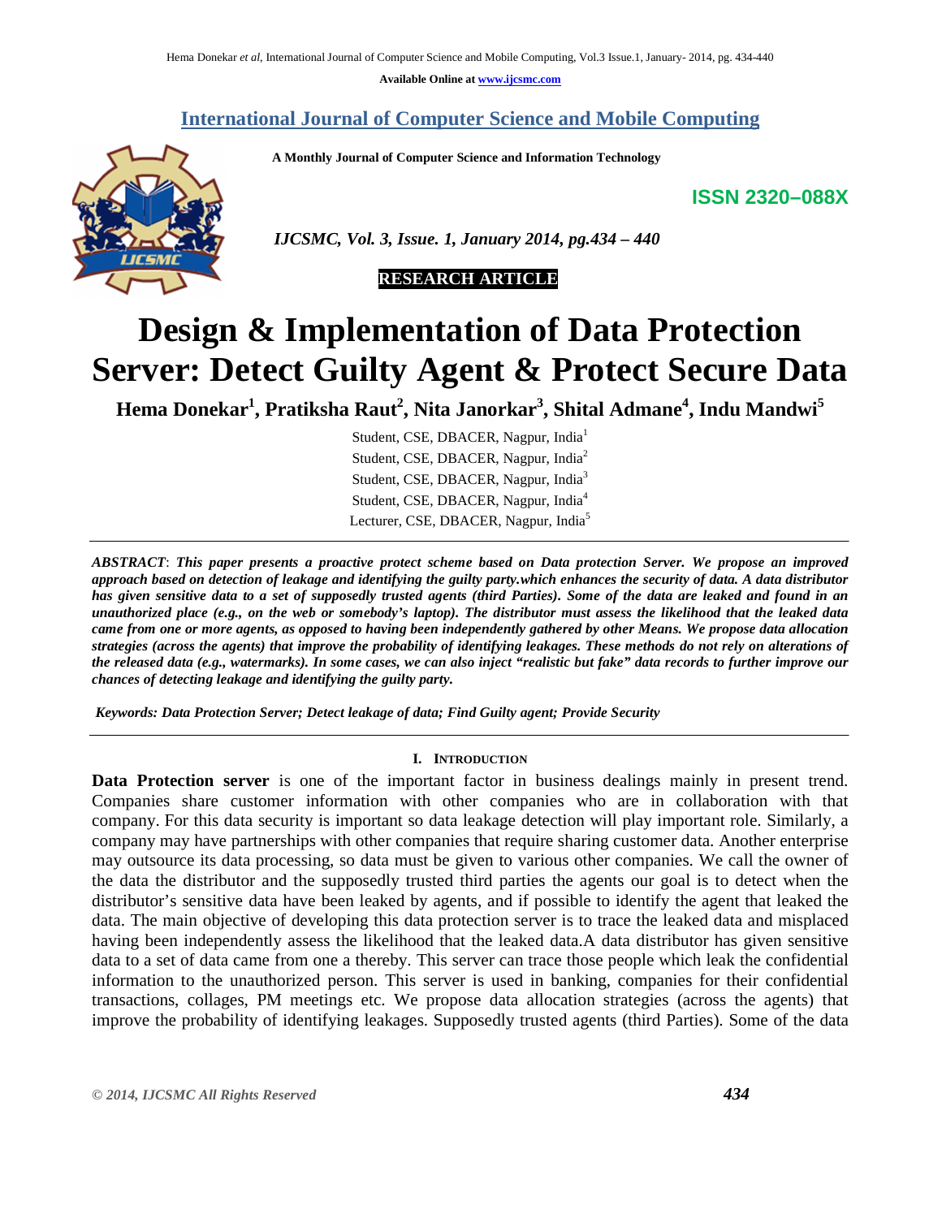## International Journal of Computer Science and Mobile Computing

**A Monthly Journal of Computer Science and Information Technology**

**ISSN 2320–088X**

*IJCSMC, Vol. 3, Issue. 1, January 2014, pg.434 – 440*

**RESEARCH ARTICLE**

# Design & Implementation of Data Protection Server: Detect Guilty Agent & Protect Secure Data

**Hema Donekar[1], Pratiksha Raut[2], Nita Janorkar[3], Shital Admane[4], Indu Mandwi[5]**

Student, CSE, DBACER, Nagpur, India[1]
Student, CSE, DBACER, Nagpur, India[2]
Student, CSE, DBACER, Nagpur, India[3]
Student, CSE, DBACER, Nagpur, India[4]
Lecturer, CSE, DBACER, Nagpur, India[5]

---

*ABSTRACT*: ***This paper presents a proactive protect scheme based on Data protection Server. We propose an improved approach based on detection of leakage and identifying the guilty party.which enhances the security of data. A data distributor has given sensitive data to a set of supposedly trusted agents (third Parties). Some of the data are leaked and found in an unauthorized place (e.g., on the web or somebody's laptop). The distributor must assess the likelihood that the leaked data came from one or more agents, as opposed to having been independently gathered by other Means. We propose data allocation strategies (across the agents) that improve the probability of identifying leakages. These methods do not rely on alterations of the released data (e.g., watermarks). In some cases, we can also inject "realistic but fake" data records to further improve our chances of detecting leakage and identifying the guilty party.***

***Keywords: Data Protection Server; Detect leakage of data; Find Guilty agent; Provide Security***

---

## I. Introduction

**Data Protection server** is one of the important factor in business dealings mainly in present trend. Companies share customer information with other companies who are in collaboration with that company. For this data security is important so data leakage detection will play important role. Similarly, a company may have partnerships with other companies that require sharing customer data. Another enterprise may outsource its data processing, so data must be given to various other companies. We call the owner of the data the distributor and the supposedly trusted third parties the agents our goal is to detect when the distributor's sensitive data have been leaked by agents, and if possible to identify the agent that leaked the data. The main objective of developing this data protection server is to trace the leaked data and misplaced having been independently assess the likelihood that the leaked data.A data distributor has given sensitive data to a set of data came from one a thereby. This server can trace those people which leak the confidential information to the unauthorized person. This server is used in banking, companies for their confidential transactions, collages, PM meetings etc. We propose data allocation strategies (across the agents) that improve the probability of identifying leakages. Supposedly trusted agents (third Parties). Some of the data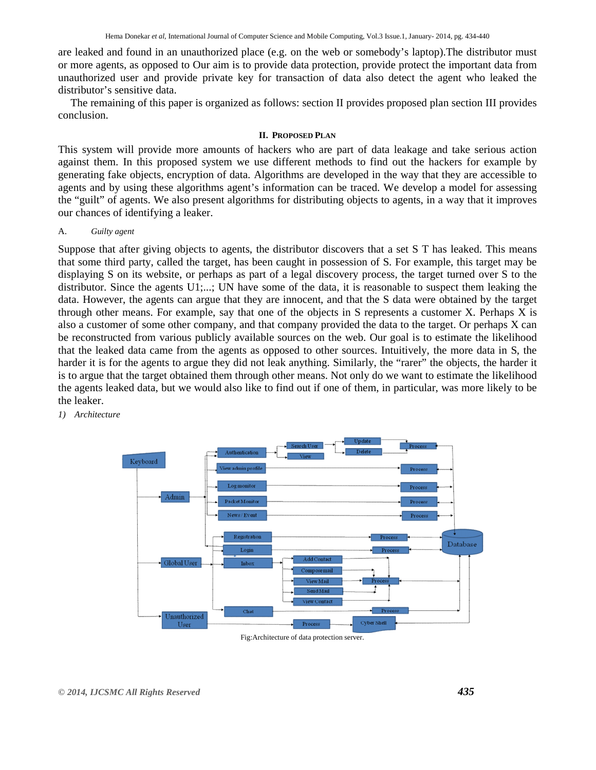are leaked and found in an unauthorized place (e.g. on the web or somebody's laptop).The distributor must or more agents, as opposed to Our aim is to provide data protection, provide protect the important data from unauthorized user and provide private key for transaction of data also detect the agent who leaked the distributor's sensitive data.

The remaining of this paper is organized as follows: section II provides proposed plan section III provides conclusion.

## II. Proposed Plan

This system will provide more amounts of hackers who are part of data leakage and take serious action against them. In this proposed system we use different methods to find out the hackers for example by generating fake objects, encryption of data. Algorithms are developed in the way that they are accessible to agents and by using these algorithms agent's information can be traced. We develop a model for assessing the "guilt" of agents. We also present algorithms for distributing objects to agents, in a way that it improves our chances of identifying a leaker.

### A. *Guilty agent*

Suppose that after giving objects to agents, the distributor discovers that a set S T has leaked. This means that some third party, called the target, has been caught in possession of S. For example, this target may be displaying S on its website, or perhaps as part of a legal discovery process, the target turned over S to the distributor. Since the agents U1;...; UN have some of the data, it is reasonable to suspect them leaking the data. However, the agents can argue that they are innocent, and that the S data were obtained by the target through other means. For example, say that one of the objects in S represents a customer X. Perhaps X is also a customer of some other company, and that company provided the data to the target. Or perhaps X can be reconstructed from various publicly available sources on the web. Our goal is to estimate the likelihood that the leaked data came from the agents as opposed to other sources. Intuitively, the more data in S, the harder it is for the agents to argue they did not leak anything. Similarly, the "rarer" the objects, the harder it is to argue that the target obtained them through other means. Not only do we want to estimate the likelihood the agents leaked data, but we would also like to find out if one of them, in particular, was more likely to be the leaker.

*1) Architecture*

Fig:Architecture of data protection server.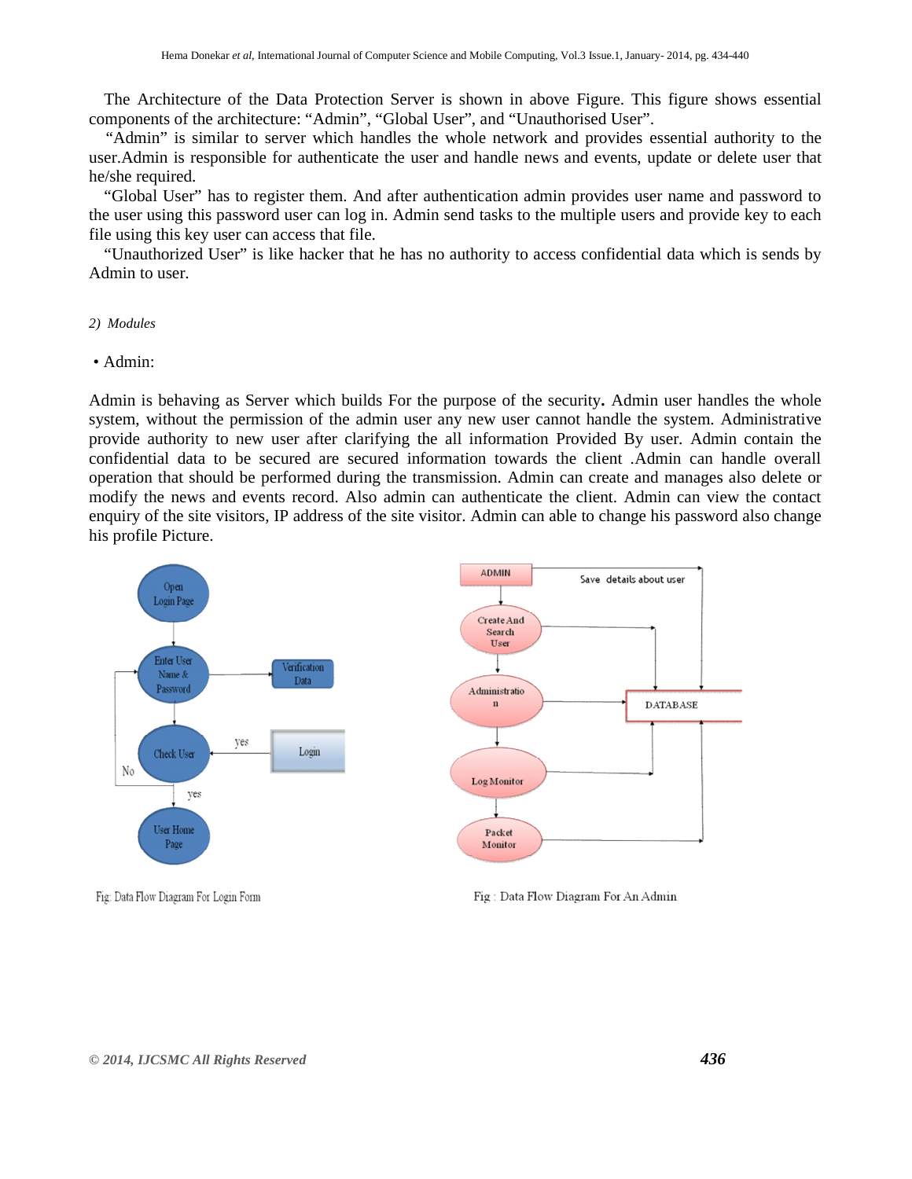The Architecture of the Data Protection Server is shown in above Figure. This figure shows essential components of the architecture: "Admin", "Global User", and "Unauthorised User".

"Admin" is similar to server which handles the whole network and provides essential authority to the user.Admin is responsible for authenticate the user and handle news and events, update or delete user that he/she required.

"Global User" has to register them. And after authentication admin provides user name and password to the user using this password user can log in. Admin send tasks to the multiple users and provide key to each file using this key user can access that file.

"Unauthorized User" is like hacker that he has no authority to access confidential data which is sends by Admin to user.

*2) Modules*

• Admin:

Admin is behaving as Server which builds For the purpose of the security**.** Admin user handles the whole system, without the permission of the admin user any new user cannot handle the system. Administrative provide authority to new user after clarifying the all information Provided By user. Admin contain the confidential data to be secured are secured information towards the client .Admin can handle overall operation that should be performed during the transmission. Admin can create and manages also delete or modify the news and events record. Also admin can authenticate the client. Admin can view the contact enquiry of the site visitors, IP address of the site visitor. Admin can able to change his password also change his profile Picture.

Fig: Data Flow Diagram For Login Form

Fig : Data Flow Diagram For An Admin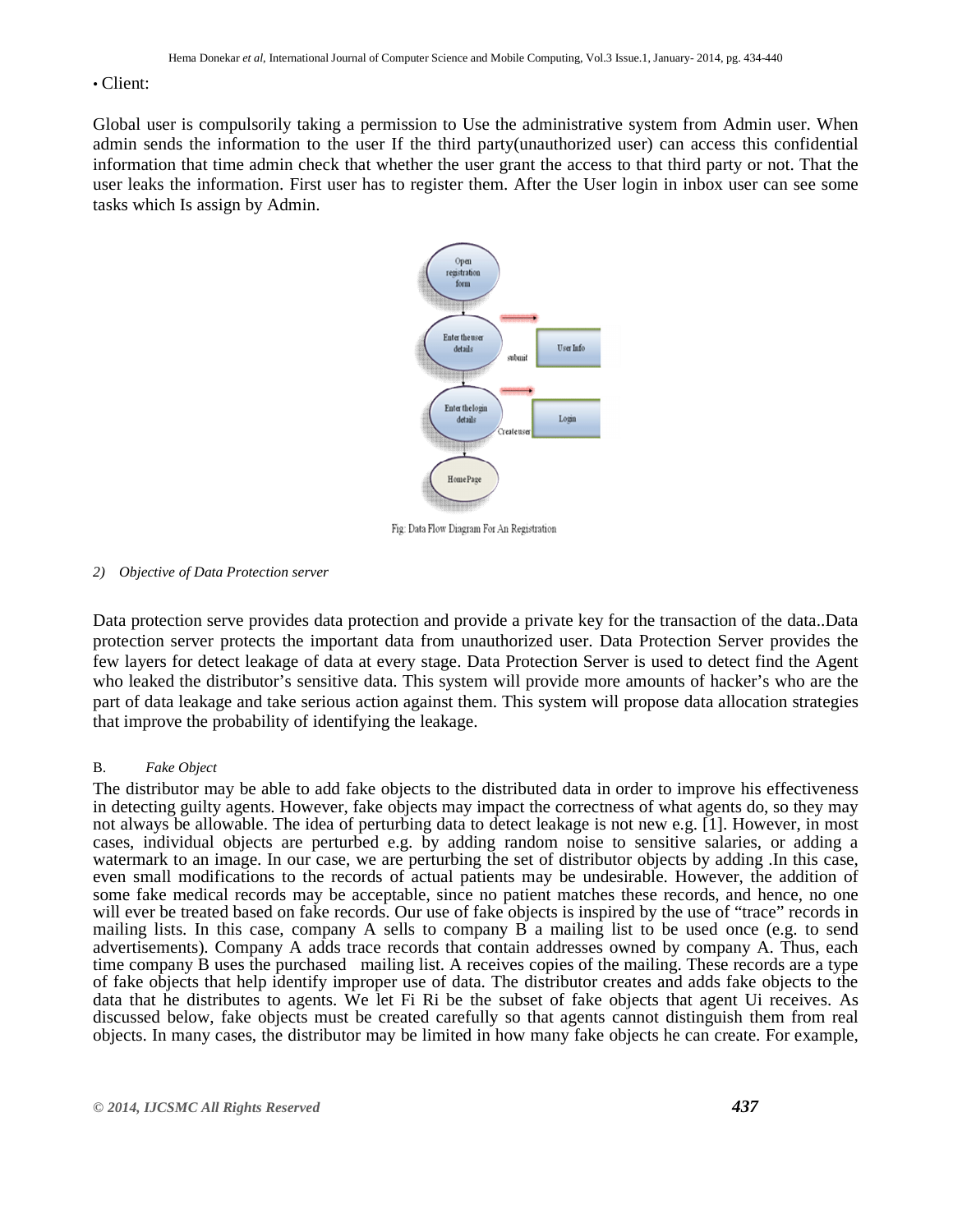• Client:

Global user is compulsorily taking a permission to Use the administrative system from Admin user. When admin sends the information to the user If the third party(unauthorized user) can access this confidential information that time admin check that whether the user grant the access to that third party or not. That the user leaks the information. First user has to register them. After the User login in inbox user can see some tasks which Is assign by Admin.

Fig: Data Flow Diagram For An Registration

*2) Objective of Data Protection server*

Data protection serve provides data protection and provide a private key for the transaction of the data..Data protection server protects the important data from unauthorized user. Data Protection Server provides the few layers for detect leakage of data at every stage. Data Protection Server is used to detect find the Agent who leaked the distributor's sensitive data. This system will provide more amounts of hacker's who are the part of data leakage and take serious action against them. This system will propose data allocation strategies that improve the probability of identifying the leakage.

B. *Fake Object*

The distributor may be able to add fake objects to the distributed data in order to improve his effectiveness in detecting guilty agents. However, fake objects may impact the correctness of what agents do, so they may not always be allowable. The idea of perturbing data to detect leakage is not new e.g. [1]. However, in most cases, individual objects are perturbed e.g. by adding random noise to sensitive salaries, or adding a watermark to an image. In our case, we are perturbing the set of distributor objects by adding .In this case, even small modifications to the records of actual patients may be undesirable. However, the addition of some fake medical records may be acceptable, since no patient matches these records, and hence, no one will ever be treated based on fake records. Our use of fake objects is inspired by the use of "trace" records in mailing lists. In this case, company A sells to company B a mailing list to be used once (e.g. to send advertisements). Company A adds trace records that contain addresses owned by company A. Thus, each time company B uses the purchased mailing list. A receives copies of the mailing. These records are a type of fake objects that help identify improper use of data. The distributor creates and adds fake objects to the data that he distributes to agents. We let Fi Ri be the subset of fake objects that agent Ui receives. As discussed below, fake objects must be created carefully so that agents cannot distinguish them from real objects. In many cases, the distributor may be limited in how many fake objects he can create. For example,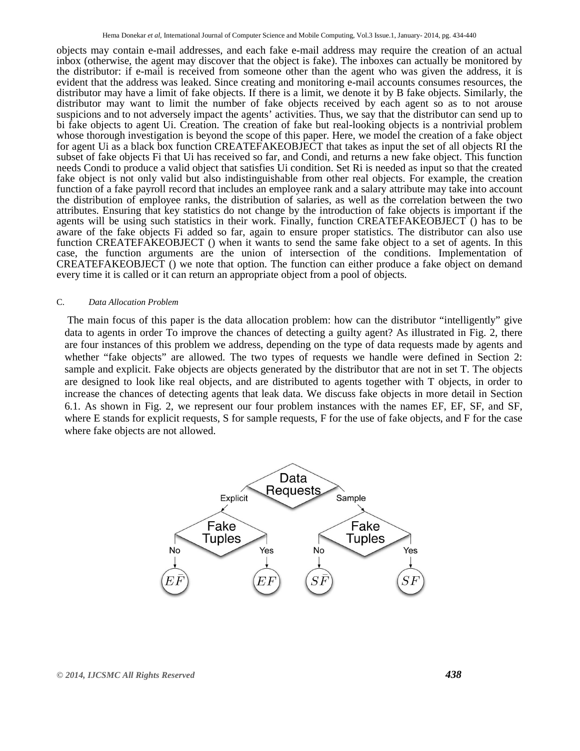objects may contain e-mail addresses, and each fake e-mail address may require the creation of an actual inbox (otherwise, the agent may discover that the object is fake). The inboxes can actually be monitored by the distributor: if e-mail is received from someone other than the agent who was given the address, it is evident that the address was leaked. Since creating and monitoring e-mail accounts consumes resources, the distributor may have a limit of fake objects. If there is a limit, we denote it by B fake objects. Similarly, the distributor may want to limit the number of fake objects received by each agent so as to not arouse suspicions and to not adversely impact the agents' activities. Thus, we say that the distributor can send up to bi fake objects to agent Ui. Creation. The creation of fake but real-looking objects is a nontrivial problem whose thorough investigation is beyond the scope of this paper. Here, we model the creation of a fake object for agent Ui as a black box function CREATEFAKEOBJECT that takes as input the set of all objects RI the subset of fake objects Fi that Ui has received so far, and Condi, and returns a new fake object. This function needs Condi to produce a valid object that satisfies Ui condition. Set Ri is needed as input so that the created fake object is not only valid but also indistinguishable from other real objects. For example, the creation function of a fake payroll record that includes an employee rank and a salary attribute may take into account the distribution of employee ranks, the distribution of salaries, as well as the correlation between the two attributes. Ensuring that key statistics do not change by the introduction of fake objects is important if the agents will be using such statistics in their work. Finally, function CREATEFAKEOBJECT () has to be aware of the fake objects Fi added so far, again to ensure proper statistics. The distributor can also use function CREATEFAKEOBJECT () when it wants to send the same fake object to a set of agents. In this case, the function arguments are the union of intersection of the conditions. Implementation of CREATEFAKEOBJECT () we note that option. The function can either produce a fake object on demand every time it is called or it can return an appropriate object from a pool of objects.

### C. *Data Allocation Problem*

The main focus of this paper is the data allocation problem: how can the distributor "intelligently" give data to agents in order To improve the chances of detecting a guilty agent? As illustrated in Fig. 2, there are four instances of this problem we address, depending on the type of data requests made by agents and whether "fake objects" are allowed. The two types of requests we handle were defined in Section 2: sample and explicit. Fake objects are objects generated by the distributor that are not in set T. The objects are designed to look like real objects, and are distributed to agents together with T objects, in order to increase the chances of detecting agents that leak data. We discuss fake objects in more detail in Section 6.1. As shown in Fig. 2, we represent our four problem instances with the names EF, EF, SF, and SF, where E stands for explicit requests, S for sample requests, F for the use of fake objects, and F for the case where fake objects are not allowed.

```
                 Data Requests
          Explicit /        \ Sample
         Fake Tuples        Fake Tuples
        No /    \ Yes      No /    \ Yes
      E F̄        EF       S F̄       SF
```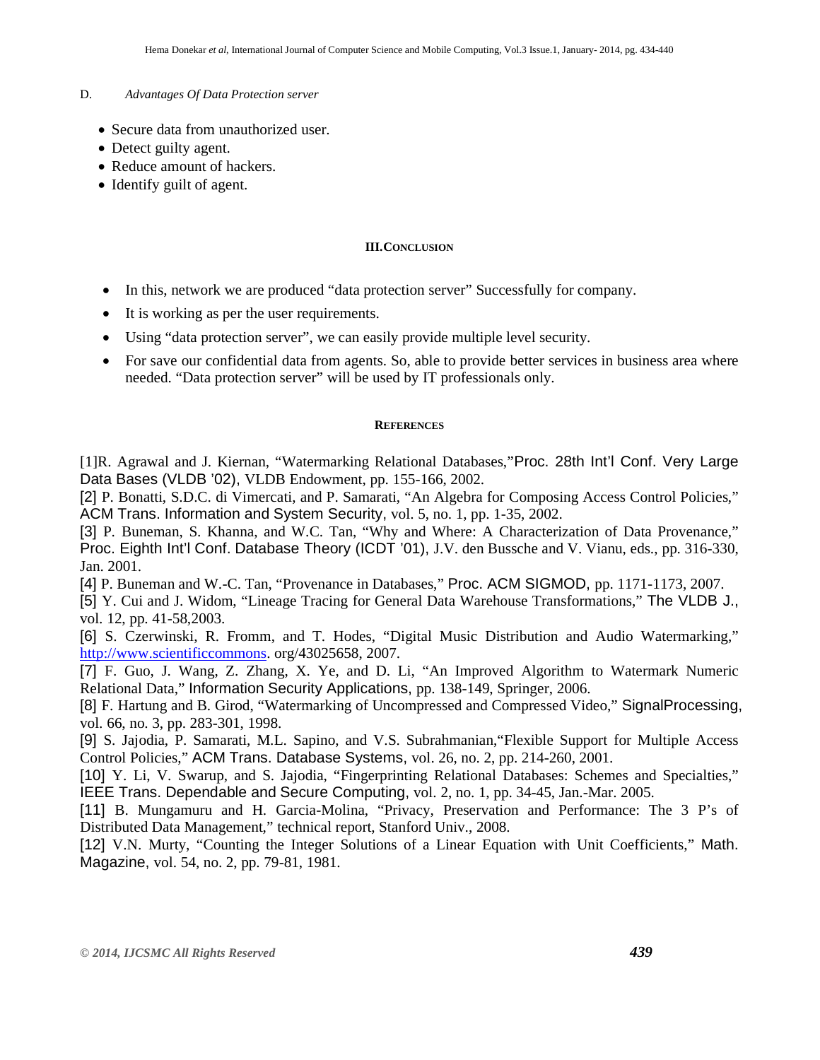D. *Advantages Of Data Protection server*

- Secure data from unauthorized user.
- Detect guilty agent.
- Reduce amount of hackers.
- Identify guilt of agent.

## III. CONCLUSION

- In this, network we are produced “data protection server” Successfully for company.
- It is working as per the user requirements.
- Using “data protection server”, we can easily provide multiple level security.
- For save our confidential data from agents. So, able to provide better services in business area where needed. “Data protection server” will be used by IT professionals only.

## REFERENCES

[1]R. Agrawal and J. Kiernan, “Watermarking Relational Databases,”Proc. 28th Int’l Conf. Very Large Data Bases (VLDB ’02), VLDB Endowment, pp. 155-166, 2002.

[2] P. Bonatti, S.D.C. di Vimercati, and P. Samarati, “An Algebra for Composing Access Control Policies,” ACM Trans. Information and System Security, vol. 5, no. 1, pp. 1-35, 2002.

[3] P. Buneman, S. Khanna, and W.C. Tan, “Why and Where: A Characterization of Data Provenance,” Proc. Eighth Int’l Conf. Database Theory (ICDT ’01), J.V. den Bussche and V. Vianu, eds., pp. 316-330, Jan. 2001.

[4] P. Buneman and W.-C. Tan, “Provenance in Databases,” Proc. ACM SIGMOD, pp. 1171-1173, 2007.

[5] Y. Cui and J. Widom, “Lineage Tracing for General Data Warehouse Transformations,” The VLDB J., vol. 12, pp. 41-58,2003.

[6] S. Czerwinski, R. Fromm, and T. Hodes, “Digital Music Distribution and Audio Watermarking,” http://www.scientificcommons. org/43025658, 2007.

[7] F. Guo, J. Wang, Z. Zhang, X. Ye, and D. Li, “An Improved Algorithm to Watermark Numeric Relational Data,” Information Security Applications, pp. 138-149, Springer, 2006.

[8] F. Hartung and B. Girod, “Watermarking of Uncompressed and Compressed Video,” SignalProcessing, vol. 66, no. 3, pp. 283-301, 1998.

[9] S. Jajodia, P. Samarati, M.L. Sapino, and V.S. Subrahmanian,“Flexible Support for Multiple Access Control Policies,” ACM Trans. Database Systems, vol. 26, no. 2, pp. 214-260, 2001.

[10] Y. Li, V. Swarup, and S. Jajodia, “Fingerprinting Relational Databases: Schemes and Specialties,” IEEE Trans. Dependable and Secure Computing, vol. 2, no. 1, pp. 34-45, Jan.-Mar. 2005.

[11] B. Mungamuru and H. Garcia-Molina, “Privacy, Preservation and Performance: The 3 P’s of Distributed Data Management,” technical report, Stanford Univ., 2008.

[12] V.N. Murty, “Counting the Integer Solutions of a Linear Equation with Unit Coefficients,” Math. Magazine, vol. 54, no. 2, pp. 79-81, 1981.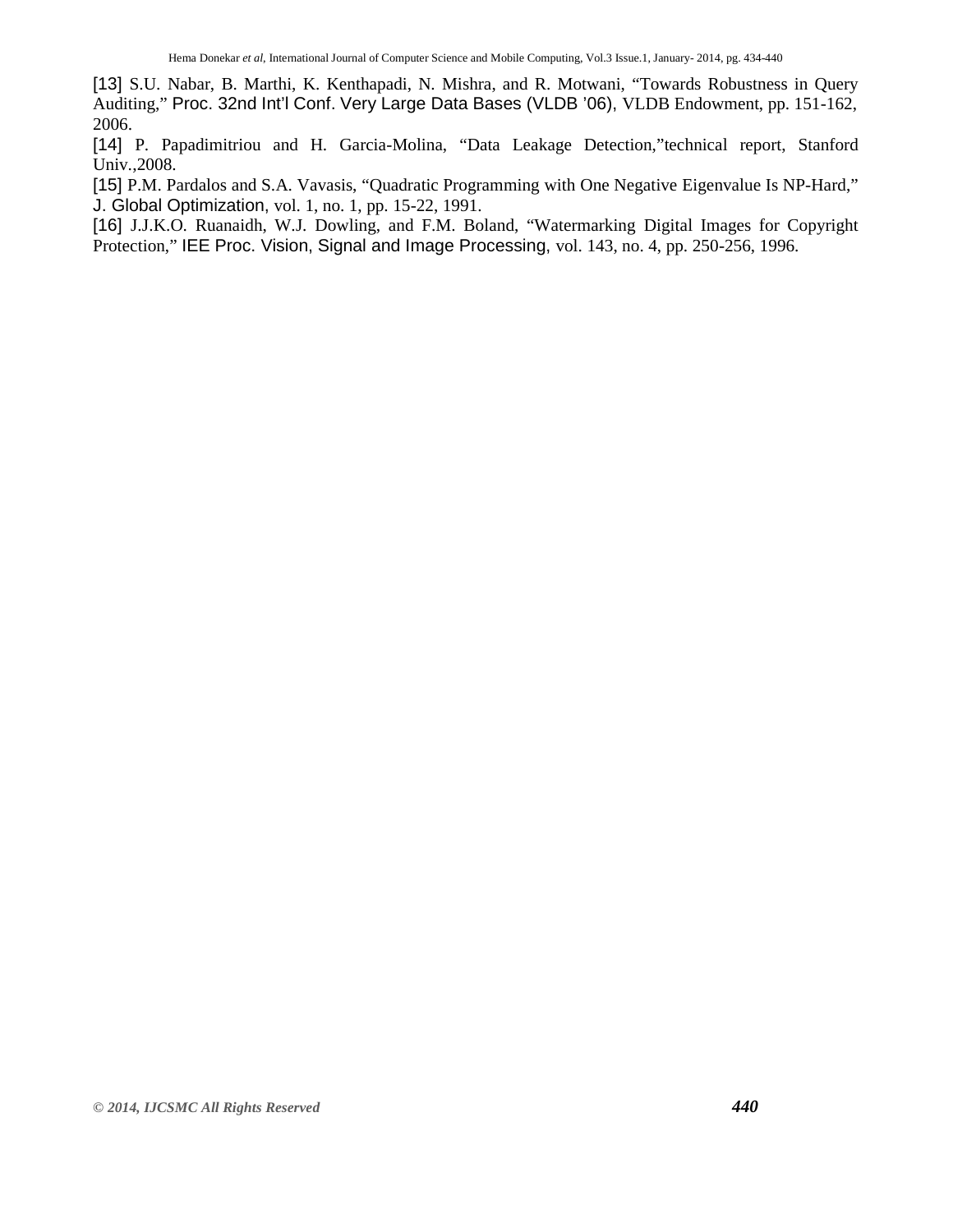[13] S.U. Nabar, B. Marthi, K. Kenthapadi, N. Mishra, and R. Motwani, "Towards Robustness in Query Auditing," Proc. 32nd Int'l Conf. Very Large Data Bases (VLDB '06), VLDB Endowment, pp. 151-162, 2006.

[14] P. Papadimitriou and H. Garcia-Molina, "Data Leakage Detection,"technical report, Stanford Univ.,2008.

[15] P.M. Pardalos and S.A. Vavasis, "Quadratic Programming with One Negative Eigenvalue Is NP-Hard," J. Global Optimization, vol. 1, no. 1, pp. 15-22, 1991.

[16] J.J.K.O. Ruanaidh, W.J. Dowling, and F.M. Boland, "Watermarking Digital Images for Copyright Protection," IEE Proc. Vision, Signal and Image Processing, vol. 143, no. 4, pp. 250-256, 1996.